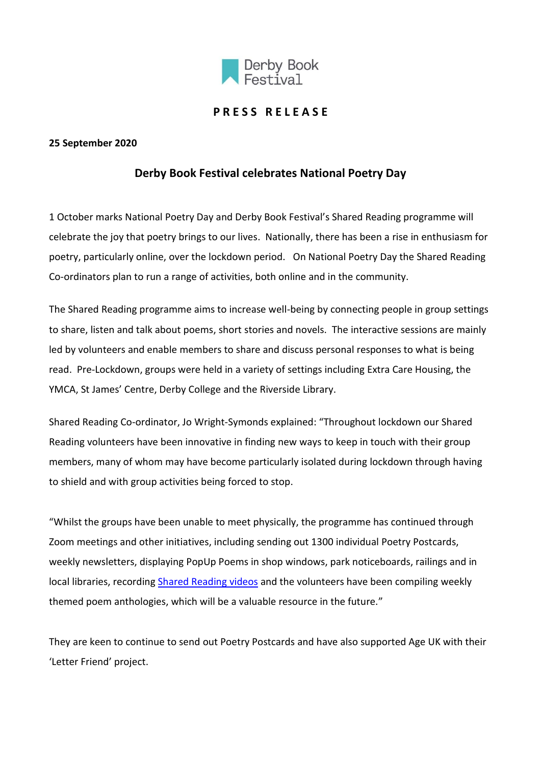Derby Book Festival

**PRESS RELEASE**

**25 September 2020**

## Derby Book Festival celebrates National Poetry Day

1 October marks National Poetry Day and Derby Book Festival's Shared Reading programme will celebrate the joy that poetry brings to our lives. Nationally, there has been a rise in enthusiasm for poetry, particularly online, over the lockdown period. On National Poetry Day the Shared Reading Co-ordinators plan to run a range of activities, both online and in the community.

The Shared Reading programme aims to increase well-being by connecting people in group settings to share, listen and talk about poems, short stories and novels. The interactive sessions are mainly led by volunteers and enable members to share and discuss personal responses to what is being read. Pre-Lockdown, groups were held in a variety of settings including Extra Care Housing, the YMCA, St James' Centre, Derby College and the Riverside Library.

Shared Reading Co-ordinator, Jo Wright-Symonds explained: "Throughout lockdown our Shared Reading volunteers have been innovative in finding new ways to keep in touch with their group members, many of whom may have become particularly isolated during lockdown through having to shield and with group activities being forced to stop.

"Whilst the groups have been unable to meet physically, the programme has continued through Zoom meetings and other initiatives, including sending out 1300 individual Poetry Postcards, weekly newsletters, displaying PopUp Poems in shop windows, park noticeboards, railings and in local libraries, recording Shared Reading videos and the volunteers have been compiling weekly themed poem anthologies, which will be a valuable resource in the future."

They are keen to continue to send out Poetry Postcards and have also supported Age UK with their 'Letter Friend' project.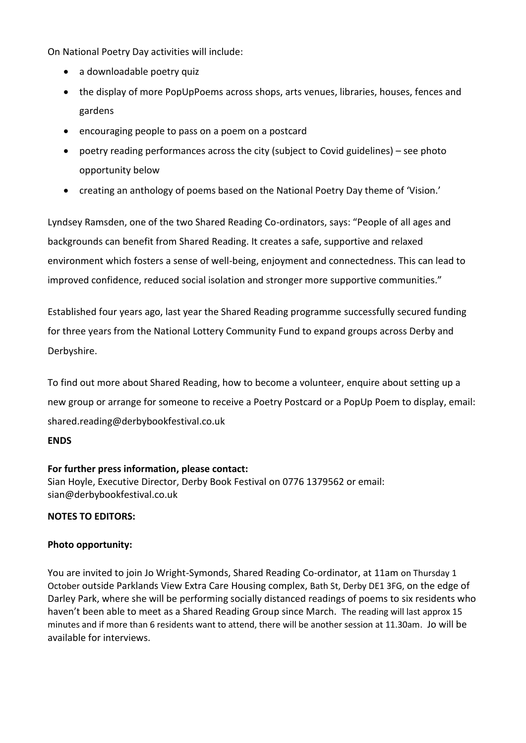On National Poetry Day activities will include:

- a downloadable poetry quiz
- the display of more PopUpPoems across shops, arts venues, libraries, houses, fences and gardens
- encouraging people to pass on a poem on a postcard
- poetry reading performances across the city (subject to Covid guidelines) – see photo opportunity below
- creating an anthology of poems based on the National Poetry Day theme of 'Vision.'

Lyndsey Ramsden, one of the two Shared Reading Co-ordinators, says: "People of all ages and backgrounds can benefit from Shared Reading. It creates a safe, supportive and relaxed environment which fosters a sense of well-being, enjoyment and connectedness. This can lead to improved confidence, reduced social isolation and stronger more supportive communities."

Established four years ago, last year the Shared Reading programme successfully secured funding for three years from the National Lottery Community Fund to expand groups across Derby and Derbyshire.

To find out more about Shared Reading, how to become a volunteer, enquire about setting up a new group or arrange for someone to receive a Poetry Postcard or a PopUp Poem to display, email: shared.reading@derbybookfestival.co.uk

**ENDS**

**For further press information, please contact:**
Sian Hoyle, Executive Director, Derby Book Festival on 0776 1379562 or email: sian@derbybookfestival.co.uk

**NOTES TO EDITORS:**

**Photo opportunity:**

You are invited to join Jo Wright-Symonds, Shared Reading Co-ordinator, at 11am on Thursday 1 October outside Parklands View Extra Care Housing complex, Bath St, Derby DE1 3FG, on the edge of Darley Park, where she will be performing socially distanced readings of poems to six residents who haven't been able to meet as a Shared Reading Group since March. The reading will last approx 15 minutes and if more than 6 residents want to attend, there will be another session at 11.30am. Jo will be available for interviews.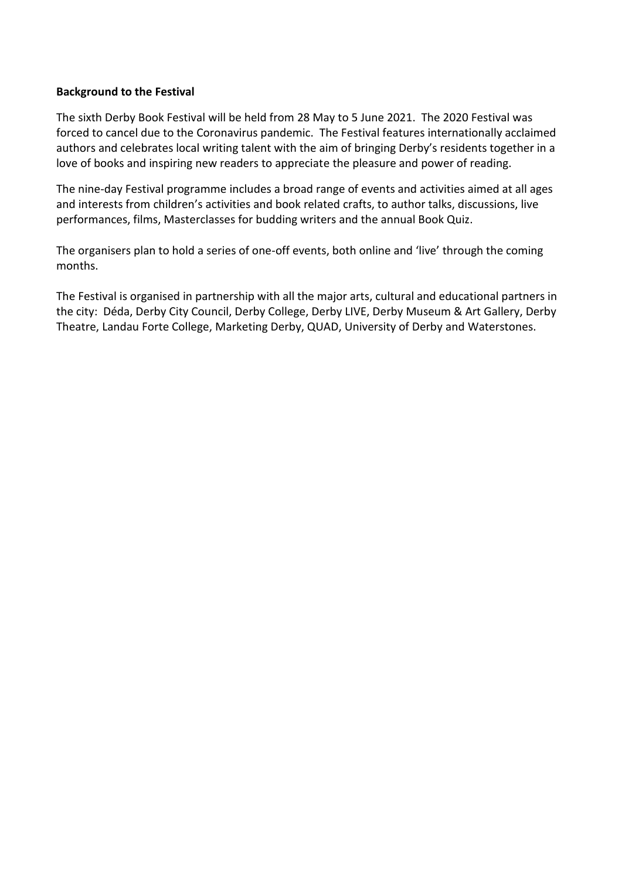**Background to the Festival**

The sixth Derby Book Festival will be held from 28 May to 5 June 2021. The 2020 Festival was forced to cancel due to the Coronavirus pandemic. The Festival features internationally acclaimed authors and celebrates local writing talent with the aim of bringing Derby's residents together in a love of books and inspiring new readers to appreciate the pleasure and power of reading.

The nine-day Festival programme includes a broad range of events and activities aimed at all ages and interests from children's activities and book related crafts, to author talks, discussions, live performances, films, Masterclasses for budding writers and the annual Book Quiz.

The organisers plan to hold a series of one-off events, both online and 'live' through the coming months.

The Festival is organised in partnership with all the major arts, cultural and educational partners in the city: Déda, Derby City Council, Derby College, Derby LIVE, Derby Museum & Art Gallery, Derby Theatre, Landau Forte College, Marketing Derby, QUAD, University of Derby and Waterstones.